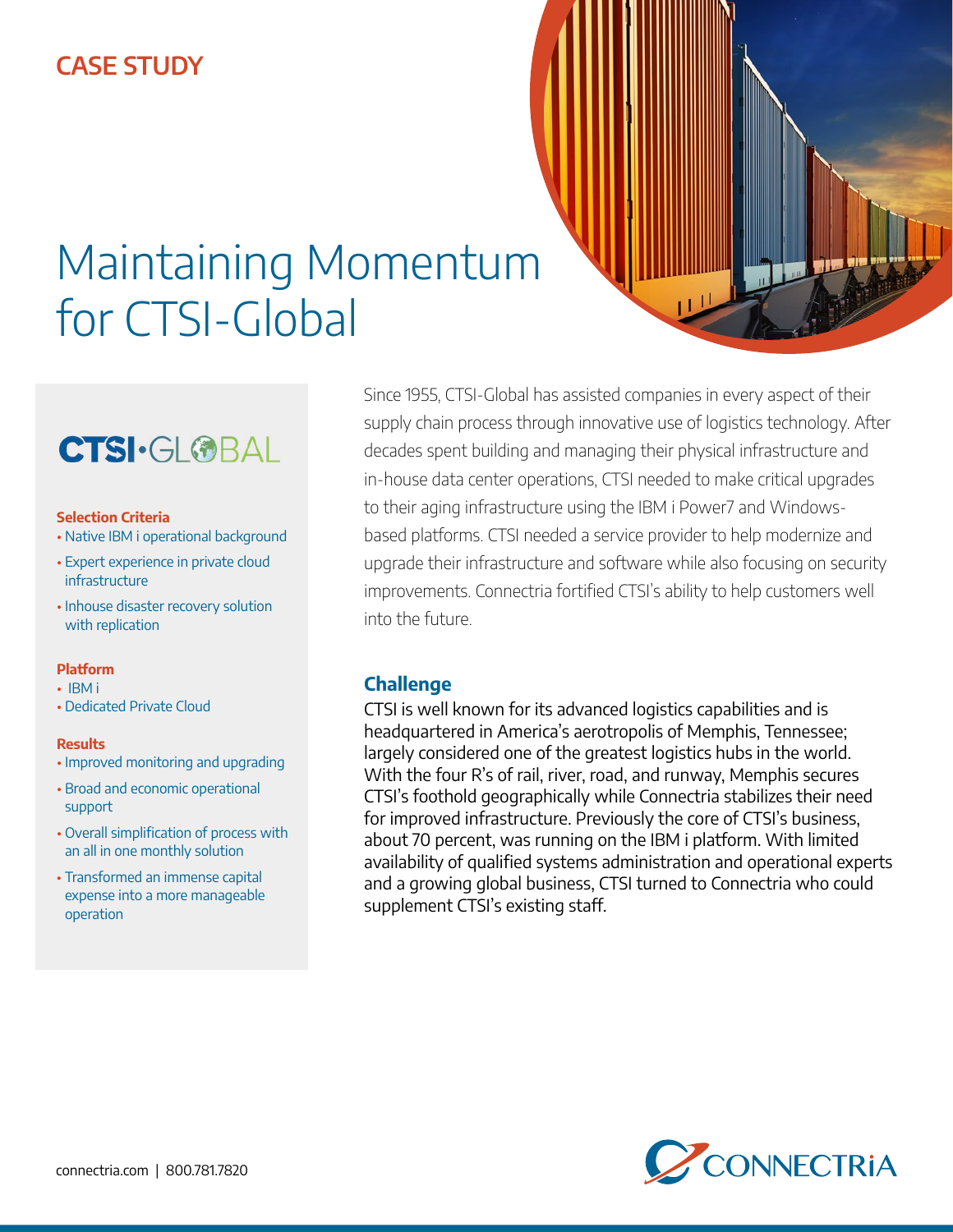CASE STUDY

# Maintaining Momentum for CTSI-Global

CTSI·GLOBAL

**Selection Criteria**
- Native IBM i operational background
- Expert experience in private cloud infrastructure
- Inhouse disaster recovery solution with replication

**Platform**
- IBM i
- Dedicated Private Cloud

**Results**
- Improved monitoring and upgrading
- Broad and economic operational support
- Overall simplification of process with an all in one monthly solution
- Transformed an immense capital expense into a more manageable operation

Since 1955, CTSI-Global has assisted companies in every aspect of their supply chain process through innovative use of logistics technology. After decades spent building and managing their physical infrastructure and in-house data center operations, CTSI needed to make critical upgrades to their aging infrastructure using the IBM i Power7 and Windows-based platforms. CTSI needed a service provider to help modernize and upgrade their infrastructure and software while also focusing on security improvements. Connectria fortified CTSI's ability to help customers well into the future.

## Challenge

CTSI is well known for its advanced logistics capabilities and is headquartered in America's aerotropolis of Memphis, Tennessee; largely considered one of the greatest logistics hubs in the world. With the four R's of rail, river, road, and runway, Memphis secures CTSI's foothold geographically while Connectria stabilizes their need for improved infrastructure. Previously the core of CTSI's business, about 70 percent, was running on the IBM i platform. With limited availability of qualified systems administration and operational experts and a growing global business, CTSI turned to Connectria who could supplement CTSI's existing staff.

connectria.com | 800.781.7820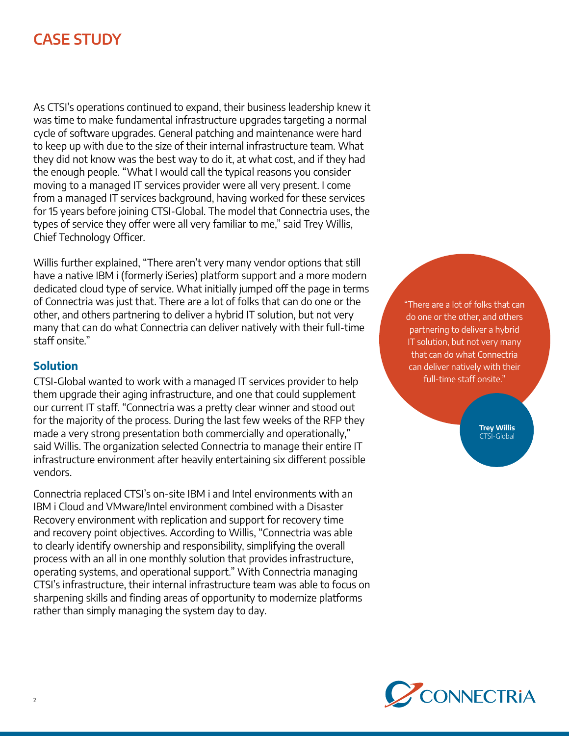# CASE STUDY

As CTSI's operations continued to expand, their business leadership knew it was time to make fundamental infrastructure upgrades targeting a normal cycle of software upgrades. General patching and maintenance were hard to keep up with due to the size of their internal infrastructure team. What they did not know was the best way to do it, at what cost, and if they had the enough people. "What I would call the typical reasons you consider moving to a managed IT services provider were all very present. I come from a managed IT services background, having worked for these services for 15 years before joining CTSI-Global. The model that Connectria uses, the types of service they offer were all very familiar to me," said Trey Willis, Chief Technology Officer.

Willis further explained, "There aren't very many vendor options that still have a native IBM i (formerly iSeries) platform support and a more modern dedicated cloud type of service. What initially jumped off the page in terms of Connectria was just that. There are a lot of folks that can do one or the other, and others partnering to deliver a hybrid IT solution, but not very many that can do what Connectria can deliver natively with their full-time staff onsite."

> "There are a lot of folks that can do one or the other, and others partnering to deliver a hybrid IT solution, but not very many that can do what Connectria can deliver natively with their full-time staff onsite."
>
> **Trey Willis**
> CTSI-Global

## Solution

CTSI-Global wanted to work with a managed IT services provider to help them upgrade their aging infrastructure, and one that could supplement our current IT staff. "Connectria was a pretty clear winner and stood out for the majority of the process. During the last few weeks of the RFP they made a very strong presentation both commercially and operationally," said Willis. The organization selected Connectria to manage their entire IT infrastructure environment after heavily entertaining six different possible vendors.

Connectria replaced CTSI's on-site IBM i and Intel environments with an IBM i Cloud and VMware/Intel environment combined with a Disaster Recovery environment with replication and support for recovery time and recovery point objectives. According to Willis, "Connectria was able to clearly identify ownership and responsibility, simplifying the overall process with an all in one monthly solution that provides infrastructure, operating systems, and operational support." With Connectria managing CTSI's infrastructure, their internal infrastructure team was able to focus on sharpening skills and finding areas of opportunity to modernize platforms rather than simply managing the system day to day.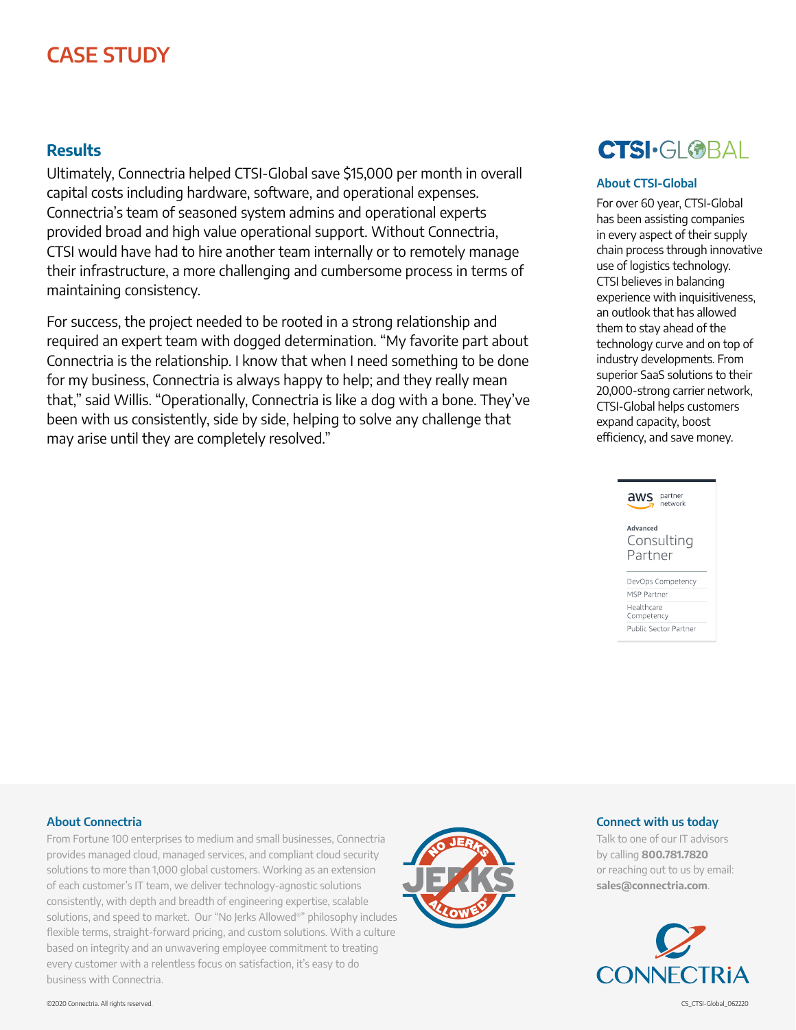# CASE STUDY

## Results

Ultimately, Connectria helped CTSI-Global save $15,000 per month in overall capital costs including hardware, software, and operational expenses. Connectria's team of seasoned system admins and operational experts provided broad and high value operational support. Without Connectria, CTSI would have had to hire another team internally or to remotely manage their infrastructure, a more challenging and cumbersome process in terms of maintaining consistency.

For success, the project needed to be rooted in a strong relationship and required an expert team with dogged determination. "My favorite part about Connectria is the relationship. I know that when I need something to be done for my business, Connectria is always happy to help; and they really mean that," said Willis. "Operationally, Connectria is like a dog with a bone. They've been with us consistently, side by side, helping to solve any challenge that may arise until they are completely resolved."

CTSI·GLOBAL

### About CTSI-Global

For over 60 year, CTSI-Global has been assisting companies in every aspect of their supply chain process through innovative use of logistics technology. CTSI believes in balancing experience with inquisitiveness, an outlook that has allowed them to stay ahead of the technology curve and on top of industry developments. From superior SaaS solutions to their 20,000-strong carrier network, CTSI-Global helps customers expand capacity, boost efficiency, and save money.

aws partner network

Advanced
Consulting Partner

DevOps Competency
MSP Partner
Healthcare Competency
Public Sector Partner

### About Connectria

From Fortune 100 enterprises to medium and small businesses, Connectria provides managed cloud, managed services, and compliant cloud security solutions to more than 1,000 global customers. Working as an extension of each customer's IT team, we deliver technology-agnostic solutions consistently, with depth and breadth of engineering expertise, scalable solutions, and speed to market. Our "No Jerks Allowed®" philosophy includes flexible terms, straight-forward pricing, and custom solutions. With a culture based on integrity and an unwavering employee commitment to treating every customer with a relentless focus on satisfaction, it's easy to do business with Connectria.

NO JERKS ALLOWED®

### Connect with us today

Talk to one of our IT advisors by calling **800.781.7820** or reaching out to us by email: **sales@connectria.com**.

CONNECTRIA

©2020 Connectria. All rights reserved.

CS_CTSI-Global_062220